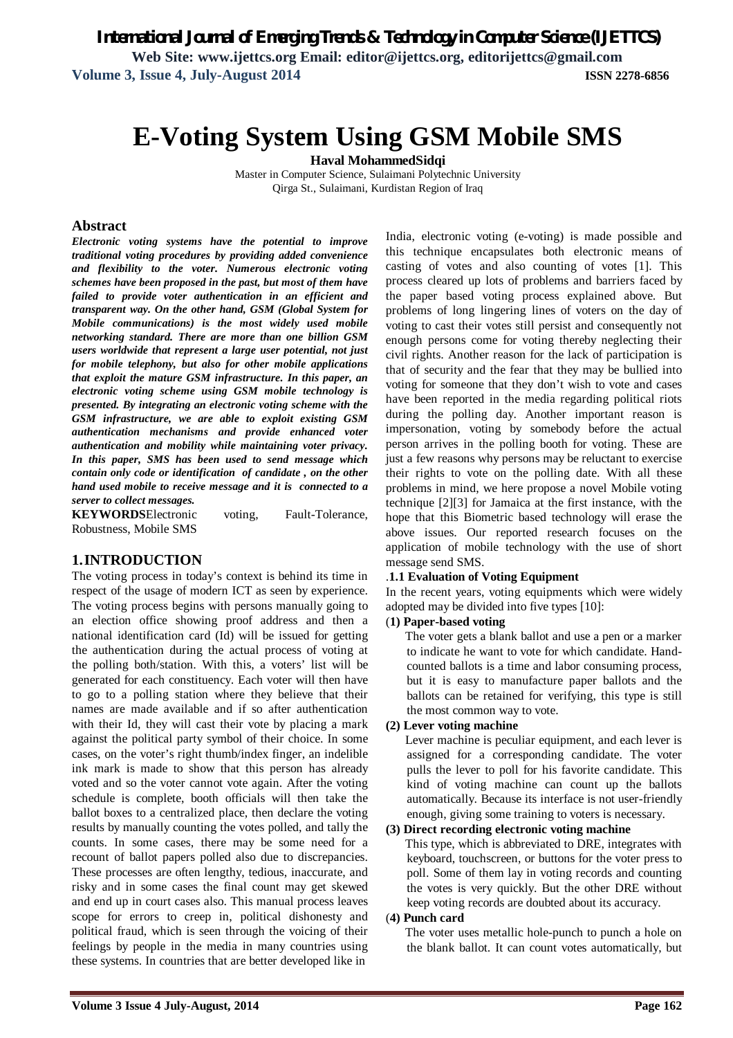# E-Voting System Using GSM Mobile SMS

**Haval MohammedSidqi**

Master in Computer Science, Sulaimani Polytechnic University
Qirga St., Sulaimani, Kurdistan Region of Iraq

## Abstract

***Electronic voting systems have the potential to improve traditional voting procedures by providing added convenience and flexibility to the voter. Numerous electronic voting schemes have been proposed in the past, but most of them have failed to provide voter authentication in an efficient and transparent way. On the other hand, GSM (Global System for Mobile communications) is the most widely used mobile networking standard. There are more than one billion GSM users worldwide that represent a large user potential, not just for mobile telephony, but also for other mobile applications that exploit the mature GSM infrastructure. In this paper, an electronic voting scheme using GSM mobile technology is presented. By integrating an electronic voting scheme with the GSM infrastructure, we are able to exploit existing GSM authentication mechanisms and provide enhanced voter authentication and mobility while maintaining voter privacy. In this paper, SMS has been used to send message which contain only code or identification of candidate , on the other hand used mobile to receive message and it is connected to a server to collect messages.***

**KEYWORDS**Electronic voting, Fault-Tolerance, Robustness, Mobile SMS

## 1. INTRODUCTION

The voting process in today's context is behind its time in respect of the usage of modern ICT as seen by experience. The voting process begins with persons manually going to an election office showing proof address and then a national identification card (Id) will be issued for getting the authentication during the actual process of voting at the polling both/station. With this, a voters' list will be generated for each constituency. Each voter will then have to go to a polling station where they believe that their names are made available and if so after authentication with their Id, they will cast their vote by placing a mark against the political party symbol of their choice. In some cases, on the voter's right thumb/index finger, an indelible ink mark is made to show that this person has already voted and so the voter cannot vote again. After the voting schedule is complete, booth officials will then take the ballot boxes to a centralized place, then declare the voting results by manually counting the votes polled, and tally the counts. In some cases, there may be some need for a recount of ballot papers polled also due to discrepancies. These processes are often lengthy, tedious, inaccurate, and risky and in some cases the final count may get skewed and end up in court cases also. This manual process leaves scope for errors to creep in, political dishonesty and political fraud, which is seen through the voicing of their feelings by people in the media in many countries using these systems. In countries that are better developed like in India, electronic voting (e-voting) is made possible and this technique encapsulates both electronic means of casting of votes and also counting of votes [1]. This process cleared up lots of problems and barriers faced by the paper based voting process explained above. But problems of long lingering lines of voters on the day of voting to cast their votes still persist and consequently not enough persons come for voting thereby neglecting their civil rights. Another reason for the lack of participation is that of security and the fear that they may be bullied into voting for someone that they don't wish to vote and cases have been reported in the media regarding political riots during the polling day. Another important reason is impersonation, voting by somebody before the actual person arrives in the polling booth for voting. These are just a few reasons why persons may be reluctant to exercise their rights to vote on the polling date. With all these problems in mind, we here propose a novel Mobile voting technique [2][3] for Jamaica at the first instance, with the hope that this Biometric based technology will erase the above issues. Our reported research focuses on the application of mobile technology with the use of short message send SMS.

### .1.1 Evaluation of Voting Equipment

In the recent years, voting equipments which were widely adopted may be divided into five types [10]:

(**1) Paper-based voting**

The voter gets a blank ballot and use a pen or a marker to indicate he want to vote for which candidate. Hand-counted ballots is a time and labor consuming process, but it is easy to manufacture paper ballots and the ballots can be retained for verifying, this type is still the most common way to vote.

**(2) Lever voting machine**

Lever machine is peculiar equipment, and each lever is assigned for a corresponding candidate. The voter pulls the lever to poll for his favorite candidate. This kind of voting machine can count up the ballots automatically. Because its interface is not user-friendly enough, giving some training to voters is necessary.

**(3) Direct recording electronic voting machine**

This type, which is abbreviated to DRE, integrates with keyboard, touchscreen, or buttons for the voter press to poll. Some of them lay in voting records and counting the votes is very quickly. But the other DRE without keep voting records are doubted about its accuracy.

(**4) Punch card**

The voter uses metallic hole-punch to punch a hole on the blank ballot. It can count votes automatically, but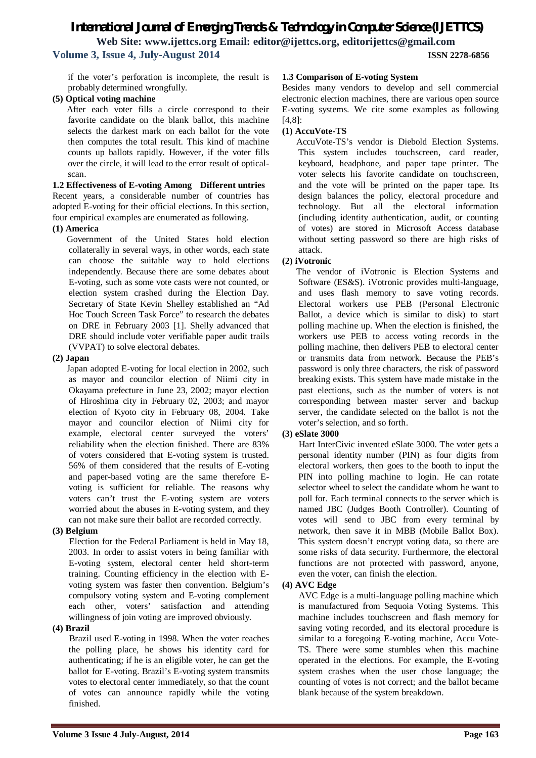if the voter's perforation is incomplete, the result is probably determined wrongfully.

**(5) Optical voting machine**

After each voter fills a circle correspond to their favorite candidate on the blank ballot, this machine selects the darkest mark on each ballot for the vote then computes the total result. This kind of machine counts up ballots rapidly. However, if the voter fills over the circle, it will lead to the error result of optical-scan.

**1.2 Effectiveness of E-voting Among Different untries**

Recent years, a considerable number of countries has adopted E-voting for their official elections. In this section, four empirical examples are enumerated as following.

**(1) America**

Government of the United States hold election collaterally in several ways, in other words, each state can choose the suitable way to hold elections independently. Because there are some debates about E-voting, such as some vote casts were not counted, or election system crashed during the Election Day. Secretary of State Kevin Shelley established an "Ad Hoc Touch Screen Task Force" to research the debates on DRE in February 2003 [1]. Shelly advanced that DRE should include voter verifiable paper audit trails (VVPAT) to solve electoral debates.

**(2) Japan**

Japan adopted E-voting for local election in 2002, such as mayor and councilor election of Niimi city in Okayama prefecture in June 23, 2002; mayor election of Hiroshima city in February 02, 2003; and mayor election of Kyoto city in February 08, 2004. Take mayor and councilor election of Niimi city for example, electoral center surveyed the voters' reliability when the election finished. There are 83% of voters considered that E-voting system is trusted. 56% of them considered that the results of E-voting and paper-based voting are the same therefore E-voting is sufficient for reliable. The reasons why voters can't trust the E-voting system are voters worried about the abuses in E-voting system, and they can not make sure their ballot are recorded correctly.

**(3) Belgium**

Election for the Federal Parliament is held in May 18, 2003. In order to assist voters in being familiar with E-voting system, electoral center held short-term training. Counting efficiency in the election with E-voting system was faster then convention. Belgium's compulsory voting system and E-voting complement each other, voters' satisfaction and attending willingness of join voting are improved obviously.

**(4) Brazil**

Brazil used E-voting in 1998. When the voter reaches the polling place, he shows his identity card for authenticating; if he is an eligible voter, he can get the ballot for E-voting. Brazil's E-voting system transmits votes to electoral center immediately, so that the count of votes can announce rapidly while the voting finished.

**1.3 Comparison of E-voting System**

Besides many vendors to develop and sell commercial electronic election machines, there are various open source E-voting systems. We cite some examples as following [4,8]:

**(1) AccuVote-TS**

AccuVote-TS's vendor is Diebold Election Systems. This system includes touchscreen, card reader, keyboard, headphone, and paper tape printer. The voter selects his favorite candidate on touchscreen, and the vote will be printed on the paper tape. Its design balances the policy, electoral procedure and technology. But all the electoral information (including identity authentication, audit, or counting of votes) are stored in Microsoft Access database without setting password so there are high risks of attack.

**(2) iVotronic**

The vendor of iVotronic is Election Systems and Software (ES&S). iVotronic provides multi-language, and uses flash memory to save voting records. Electoral workers use PEB (Personal Electronic Ballot, a device which is similar to disk) to start polling machine up. When the election is finished, the workers use PEB to access voting records in the polling machine, then delivers PEB to electoral center or transmits data from network. Because the PEB's password is only three characters, the risk of password breaking exists. This system have made mistake in the past elections, such as the number of voters is not corresponding between master server and backup server, the candidate selected on the ballot is not the voter's selection, and so forth.

**(3) eSlate 3000**

Hart InterCivic invented eSlate 3000. The voter gets a personal identity number (PIN) as four digits from electoral workers, then goes to the booth to input the PIN into polling machine to login. He can rotate selector wheel to select the candidate whom he want to poll for. Each terminal connects to the server which is named JBC (Judges Booth Controller). Counting of votes will send to JBC from every terminal by network, then save it in MBB (Mobile Ballot Box). This system doesn't encrypt voting data, so there are some risks of data security. Furthermore, the electoral functions are not protected with password, anyone, even the voter, can finish the election.

**(4) AVC Edge**

AVC Edge is a multi-language polling machine which is manufactured from Sequoia Voting Systems. This machine includes touchscreen and flash memory for saving voting recorded, and its electoral procedure is similar to a foregoing E-voting machine, Accu Vote-TS. There were some stumbles when this machine operated in the elections. For example, the E-voting system crashes when the user chose language; the counting of votes is not correct; and the ballot became blank because of the system breakdown.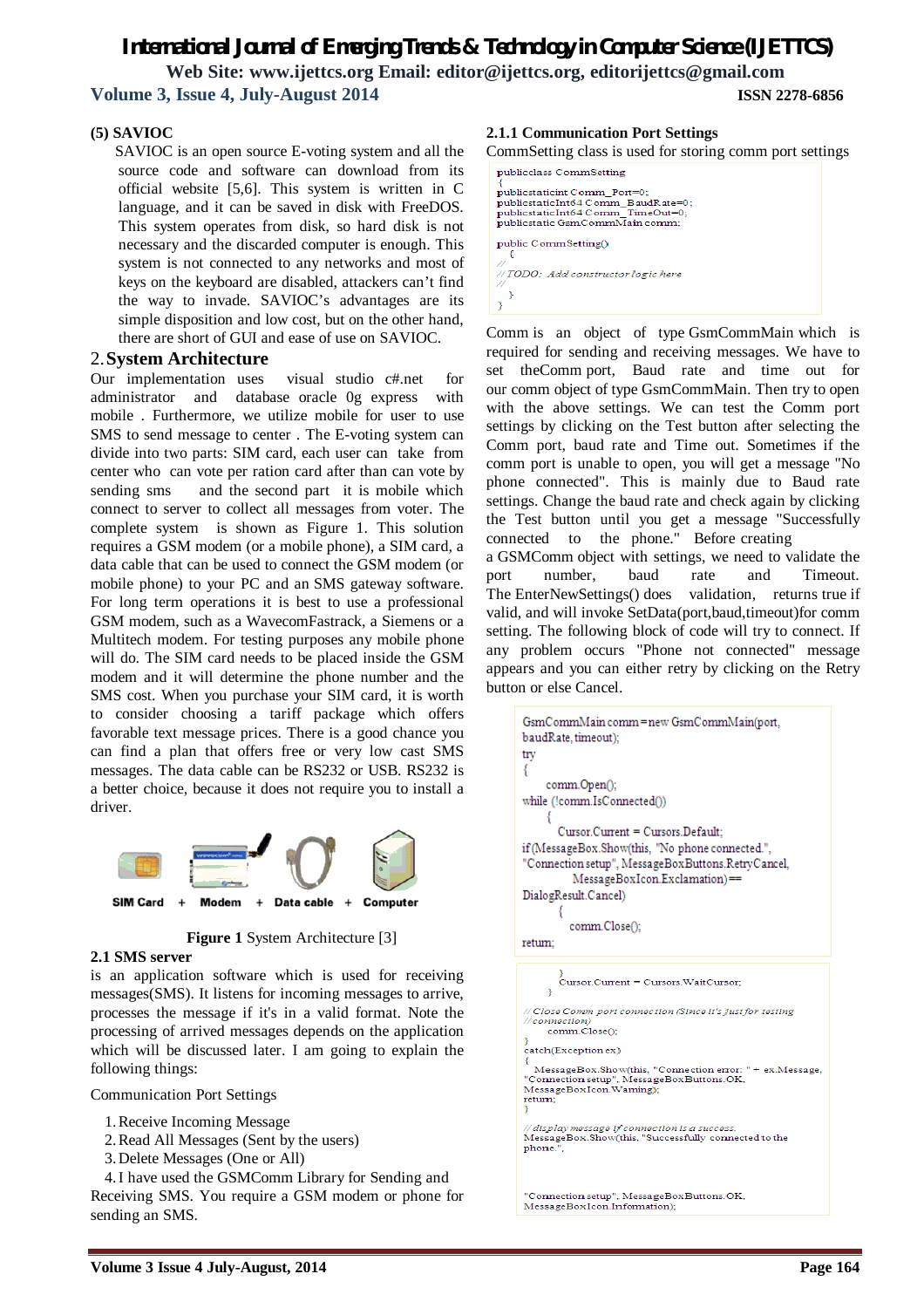### (5) SAVIOC

SAVIOC is an open source E-voting system and all the source code and software can download from its official website [5,6]. This system is written in C language, and it can be saved in disk with FreeDOS. This system operates from disk, so hard disk is not necessary and the discarded computer is enough. This system is not connected to any networks and most of keys on the keyboard are disabled, attackers can't find the way to invade. SAVIOC's advantages are its simple disposition and low cost, but on the other hand, there are short of GUI and ease of use on SAVIOC.

## 2. System Architecture

Our implementation uses visual studio c#.net for administrator and database oracle 0g express with mobile . Furthermore, we utilize mobile for user to use SMS to send message to center . The E-voting system can divide into two parts: SIM card, each user can take from center who can vote per ration card after than can vote by sending sms and the second part it is mobile which connect to server to collect all messages from voter. The complete system is shown as Figure 1. This solution requires a GSM modem (or a mobile phone), a SIM card, a data cable that can be used to connect the GSM modem (or mobile phone) to your PC and an SMS gateway software. For long term operations it is best to use a professional GSM modem, such as a WavecomFastrack, a Siemens or a Multitech modem. For testing purposes any mobile phone will do. The SIM card needs to be placed inside the GSM modem and it will determine the phone number and the SMS cost. When you purchase your SIM card, it is worth to consider choosing a tariff package which offers favorable text message prices. There is a good chance you can find a plan that offers free or very low cast SMS messages. The data cable can be RS232 or USB. RS232 is a better choice, because it does not require you to install a driver.

SIM Card + Modem + Data cable + Computer

**Figure 1** System Architecture [3]

### 2.1 SMS server

is an application software which is used for receiving messages(SMS). It listens for incoming messages to arrive, processes the message if it's in a valid format. Note the processing of arrived messages depends on the application which will be discussed later. I am going to explain the following things:

Communication Port Settings

1. Receive Incoming Message
2. Read All Messages (Sent by the users)
3. Delete Messages (One or All)
4. I have used the GSMComm Library for Sending and Receiving SMS. You require a GSM modem or phone for sending an SMS.

#### 2.1.1 Communication Port Settings

CommSetting class is used for storing comm port settings

```
publicclass CommSetting
{
publicstaticint Comm_Port=0;
publicstaticInt64 Comm_BaudRate=0;
publicstaticInt64 Comm_TimeOut=0;
publicstatic GsmCommMain comm;

public CommSetting()
  {
//
// TODO: Add constructor logic here
//
  }
}
```

Comm is an object of type GsmCommMain which is required for sending and receiving messages. We have to set theComm port, Baud rate and time out for our comm object of type GsmCommMain. Then try to open with the above settings. We can test the Comm port settings by clicking on the Test button after selecting the Comm port, baud rate and Time out. Sometimes if the comm port is unable to open, you will get a message "No phone connected". This is mainly due to Baud rate settings. Change the baud rate and check again by clicking the Test button until you get a message "Successfully connected to the phone." Before creating a GSMComm object with settings, we need to validate the port number, baud rate and Timeout. The EnterNewSettings() does validation, returns true if valid, and will invoke SetData(port,baud,timeout)for comm setting. The following block of code will try to connect. If any problem occurs "Phone not connected" message appears and you can either retry by clicking on the Retry button or else Cancel.

```
GsmCommMain comm=new GsmCommMain(port,
baudRate,timeout);
try
{
    comm.Open();
while (!comm.IsConnected())
    {
      Cursor.Current = Cursors.Default;
if (MessageBox.Show(this, "No phone connected.",
"Connection setup", MessageBoxButtons.RetryCancel,
          MessageBoxIcon.Exclamation)==
DialogResult.Cancel)
      {
        comm.Close();
return;
```

```
      }
      Cursor.Current = Cursors.WaitCursor;
    }

// Close Comm port connection (Since it's just for testing
// connection)
    comm.Close();
}
catch(Exception ex)
{
  MessageBox.Show(this, "Connection error: " + ex.Message,
"Connection setup", MessageBoxButtons.OK,
MessageBoxIcon.Warning);
return;
}

// display message if connection is a success.
MessageBox.Show(this, "Successfully connected to the
phone.",


"Connection setup", MessageBoxButtons.OK,
MessageBoxIcon.Information);
```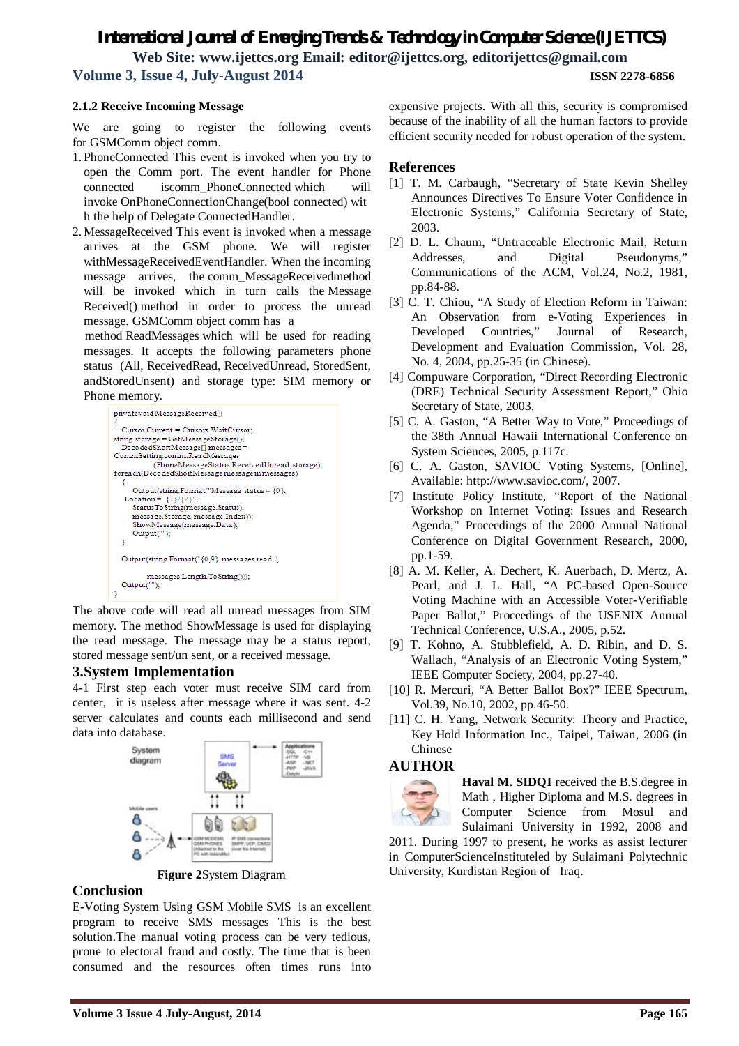### 2.1.2 Receive Incoming Message

We are going to register the following events for GSMComm object comm.

1. PhoneConnected This event is invoked when you try to open the Comm port. The event handler for Phone connected iscomm_PhoneConnected which will invoke OnPhoneConnectionChange(bool connected) wit h the help of Delegate ConnectedHandler.
2. MessageReceived This event is invoked when a message arrives at the GSM phone. We will register withMessageReceivedEventHandler. When the incoming message arrives, the comm_MessageReceivedmethod will be invoked which in turn calls the Message Received() method in order to process the unread message. GSMComm object comm has a method ReadMessages which will be used for reading messages. It accepts the following parameters phone status (All, ReceivedRead, ReceivedUnread, StoredSent, andStoredUnsent) and storage type: SIM memory or Phone memory.

```
privatevoid MessageReceived()
{
 Cursor.Current = Cursors.WaitCursor;
string storage = GetMessageStorage();
 DecodedShortMessage[] messages =
CommSetting.comm.ReadMessages
            (PhoneMessageStatus.ReceivedUnread, storage);
foreach(DecodedShortMessage message in messages)
  {
     Output(string.Format("Message status = {0},
   Location = {1}/{2}",
     StatusToString(message.Status),
     message.Storage, message.Index));
     ShowMessage(message.Data);
     Output("");
  }

   Output(string.Format("{0,9} messages read.",

           messages.Length.ToString()));
   Output("");
}
```

The above code will read all unread messages from SIM memory. The method ShowMessage is used for displaying the read message. The message may be a status report, stored message sent/un sent, or a received message.

## 3.System Implementation

4-1 First step each voter must receive SIM card from center, it is useless after message where it was sent. 4-2 server calculates and counts each millisecond and send data into database.

System diagram

SMS Server

Applications
-SQL -C++
-HTTP -VB
-ASP -.NET
-PHP -JAVA
-Delphi

Mobile users

GSM MODEMS
GSM PHONES
(Attached to the PC with datacable)

IP SMS connections
SMPP, UCP, CIMD2
(over the Internet)

**Figure 2**System Diagram

## Conclusion

E-Voting System Using GSM Mobile SMS is an excellent program to receive SMS messages This is the best solution.The manual voting process can be very tedious, prone to electoral fraud and costly. The time that is been consumed and the resources often times runs into expensive projects. With all this, security is compromised because of the inability of all the human factors to provide efficient security needed for robust operation of the system.

## References

[1] T. M. Carbaugh, "Secretary of State Kevin Shelley Announces Directives To Ensure Voter Confidence in Electronic Systems," California Secretary of State, 2003.

[2] D. L. Chaum, "Untraceable Electronic Mail, Return Addresses, and Digital Pseudonyms," Communications of the ACM, Vol.24, No.2, 1981, pp.84-88.

[3] C. T. Chiou, "A Study of Election Reform in Taiwan: An Observation from e-Voting Experiences in Developed Countries," Journal of Research, Development and Evaluation Commission, Vol. 28, No. 4, 2004, pp.25-35 (in Chinese).

[4] Compuware Corporation, "Direct Recording Electronic (DRE) Technical Security Assessment Report," Ohio Secretary of State, 2003.

[5] C. A. Gaston, "A Better Way to Vote," Proceedings of the 38th Annual Hawaii International Conference on System Sciences, 2005, p.117c.

[6] C. A. Gaston, SAVIOC Voting Systems, [Online], Available: http://www.savioc.com/, 2007.

[7] Institute Policy Institute, "Report of the National Workshop on Internet Voting: Issues and Research Agenda," Proceedings of the 2000 Annual National Conference on Digital Government Research, 2000, pp.1-59.

[8] A. M. Keller, A. Dechert, K. Auerbach, D. Mertz, A. Pearl, and J. L. Hall, "A PC-based Open-Source Voting Machine with an Accessible Voter-Verifiable Paper Ballot," Proceedings of the USENIX Annual Technical Conference, U.S.A., 2005, p.52.

[9] T. Kohno, A. Stubblefield, A. D. Ribin, and D. S. Wallach, "Analysis of an Electronic Voting System," IEEE Computer Society, 2004, pp.27-40.

[10] R. Mercuri, "A Better Ballot Box?" IEEE Spectrum, Vol.39, No.10, 2002, pp.46-50.

[11] C. H. Yang, Network Security: Theory and Practice, Key Hold Information Inc., Taipei, Taiwan, 2006 (in Chinese

## AUTHOR

**Haval M. SIDQI** received the B.S.degree in Math , Higher Diploma and M.S. degrees in Computer Science from Mosul and Sulaimani University in 1992, 2008 and 2011. During 1997 to present, he works as assist lecturer in ComputerScienceInstituteled by Sulaimani Polytechnic University, Kurdistan Region of Iraq.